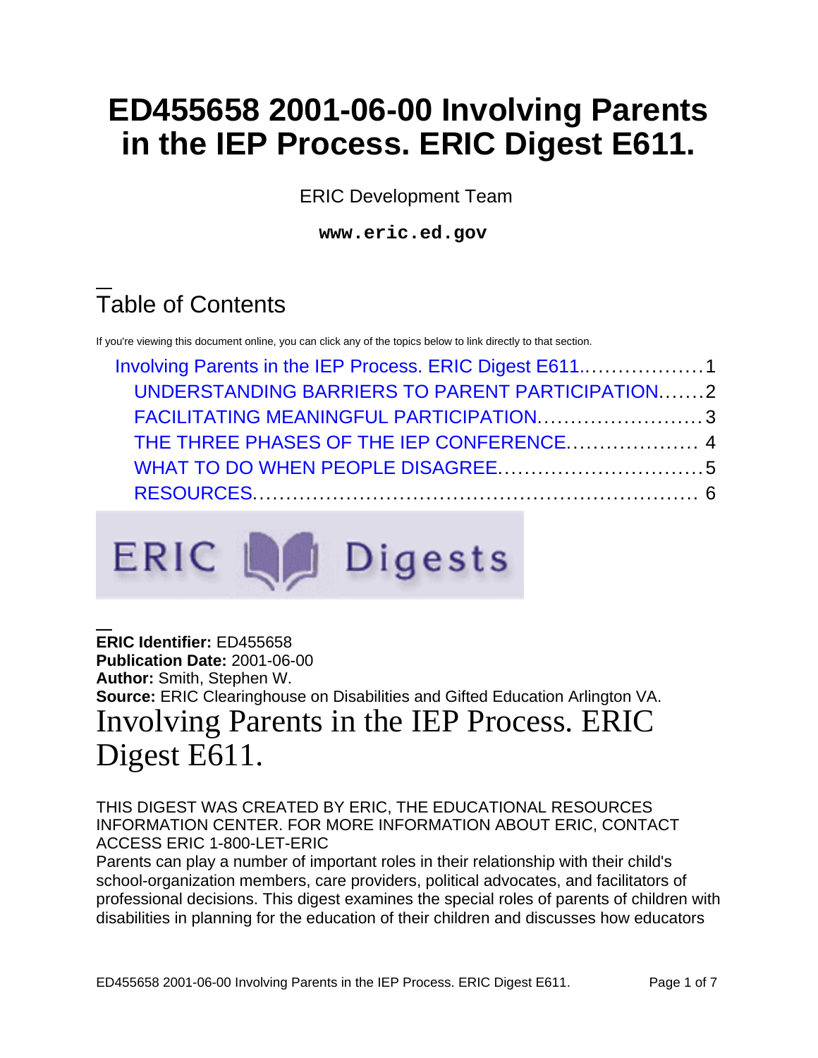# ED455658 2001-06-00 Involving Parents in the IEP Process. ERIC Digest E611.

ERIC Development Team

**www.eric.ed.gov**

## Table of Contents

If you're viewing this document online, you can click any of the topics below to link directly to that section.

- Involving Parents in the IEP Process. ERIC Digest E611.................. 1
  - UNDERSTANDING BARRIERS TO PARENT PARTICIPATION....... 2
  - FACILITATING MEANINGFUL PARTICIPATION......................... 3
  - THE THREE PHASES OF THE IEP CONFERENCE.................... 4
  - WHAT TO DO WHEN PEOPLE DISAGREE............................... 5
  - RESOURCES.................................................................. 6

ERIC Digests

**ERIC Identifier:** ED455658
**Publication Date:** 2001-06-00
**Author:** Smith, Stephen W.
**Source:** ERIC Clearinghouse on Disabilities and Gifted Education Arlington VA.

# Involving Parents in the IEP Process. ERIC Digest E611.

THIS DIGEST WAS CREATED BY ERIC, THE EDUCATIONAL RESOURCES INFORMATION CENTER. FOR MORE INFORMATION ABOUT ERIC, CONTACT ACCESS ERIC 1-800-LET-ERIC

Parents can play a number of important roles in their relationship with their child's school-organization members, care providers, political advocates, and facilitators of professional decisions. This digest examines the special roles of parents of children with disabilities in planning for the education of their children and discusses how educators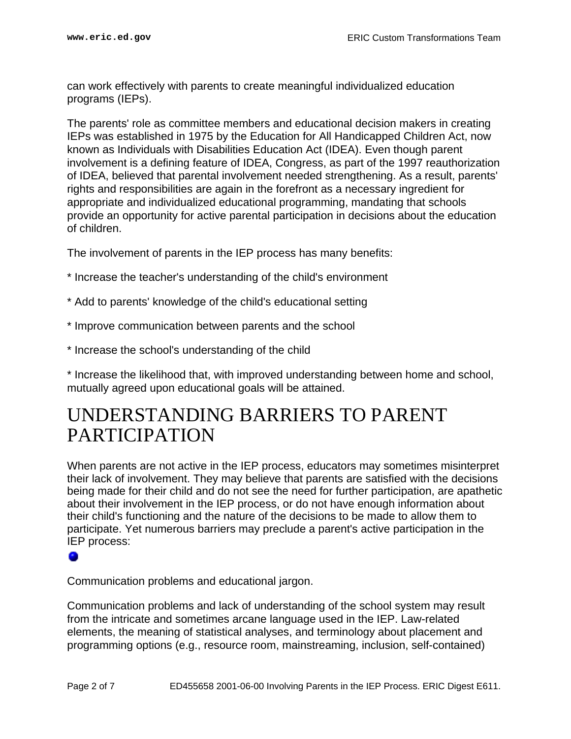can work effectively with parents to create meaningful individualized education programs (IEPs).

The parents' role as committee members and educational decision makers in creating IEPs was established in 1975 by the Education for All Handicapped Children Act, now known as Individuals with Disabilities Education Act (IDEA). Even though parent involvement is a defining feature of IDEA, Congress, as part of the 1997 reauthorization of IDEA, believed that parental involvement needed strengthening. As a result, parents' rights and responsibilities are again in the forefront as a necessary ingredient for appropriate and individualized educational programming, mandating that schools provide an opportunity for active parental participation in decisions about the education of children.

The involvement of parents in the IEP process has many benefits:

* Increase the teacher's understanding of the child's environment

* Add to parents' knowledge of the child's educational setting

* Improve communication between parents and the school

* Increase the school's understanding of the child

* Increase the likelihood that, with improved understanding between home and school, mutually agreed upon educational goals will be attained.

## UNDERSTANDING BARRIERS TO PARENT PARTICIPATION

When parents are not active in the IEP process, educators may sometimes misinterpret their lack of involvement. They may believe that parents are satisfied with the decisions being made for their child and do not see the need for further participation, are apathetic about their involvement in the IEP process, or do not have enough information about their child's functioning and the nature of the decisions to be made to allow them to participate. Yet numerous barriers may preclude a parent's active participation in the IEP process:

- Communication problems and educational jargon.

Communication problems and lack of understanding of the school system may result from the intricate and sometimes arcane language used in the IEP. Law-related elements, the meaning of statistical analyses, and terminology about placement and programming options (e.g., resource room, mainstreaming, inclusion, self-contained)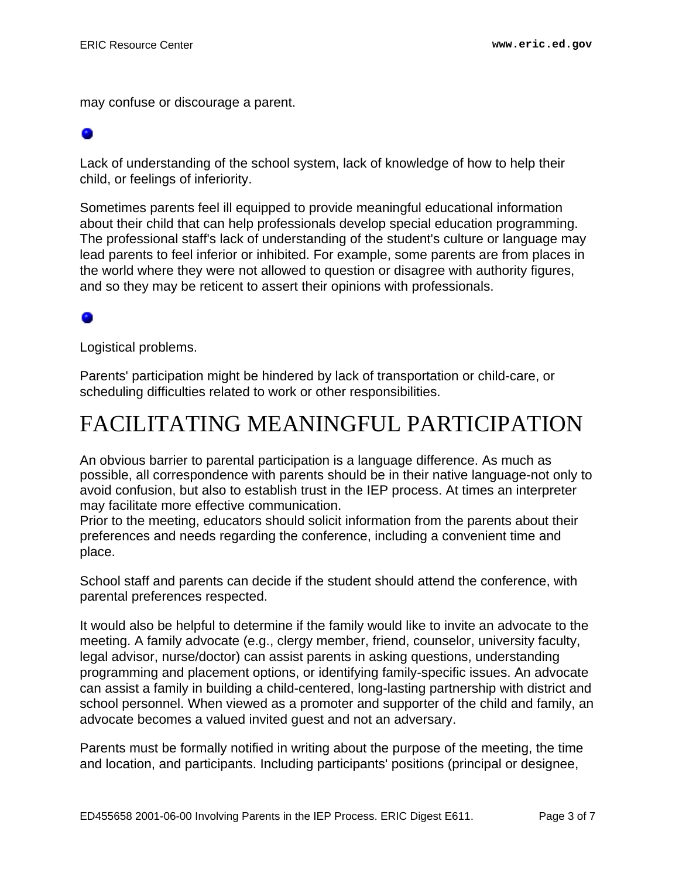may confuse or discourage a parent.

- Lack of understanding of the school system, lack of knowledge of how to help their child, or feelings of inferiority.

Sometimes parents feel ill equipped to provide meaningful educational information about their child that can help professionals develop special education programming. The professional staff's lack of understanding of the student's culture or language may lead parents to feel inferior or inhibited. For example, some parents are from places in the world where they were not allowed to question or disagree with authority figures, and so they may be reticent to assert their opinions with professionals.

- Logistical problems.

Parents' participation might be hindered by lack of transportation or child-care, or scheduling difficulties related to work or other responsibilities.

# FACILITATING MEANINGFUL PARTICIPATION

An obvious barrier to parental participation is a language difference. As much as possible, all correspondence with parents should be in their native language-not only to avoid confusion, but also to establish trust in the IEP process. At times an interpreter may facilitate more effective communication.
Prior to the meeting, educators should solicit information from the parents about their preferences and needs regarding the conference, including a convenient time and place.

School staff and parents can decide if the student should attend the conference, with parental preferences respected.

It would also be helpful to determine if the family would like to invite an advocate to the meeting. A family advocate (e.g., clergy member, friend, counselor, university faculty, legal advisor, nurse/doctor) can assist parents in asking questions, understanding programming and placement options, or identifying family-specific issues. An advocate can assist a family in building a child-centered, long-lasting partnership with district and school personnel. When viewed as a promoter and supporter of the child and family, an advocate becomes a valued invited guest and not an adversary.

Parents must be formally notified in writing about the purpose of the meeting, the time and location, and participants. Including participants' positions (principal or designee,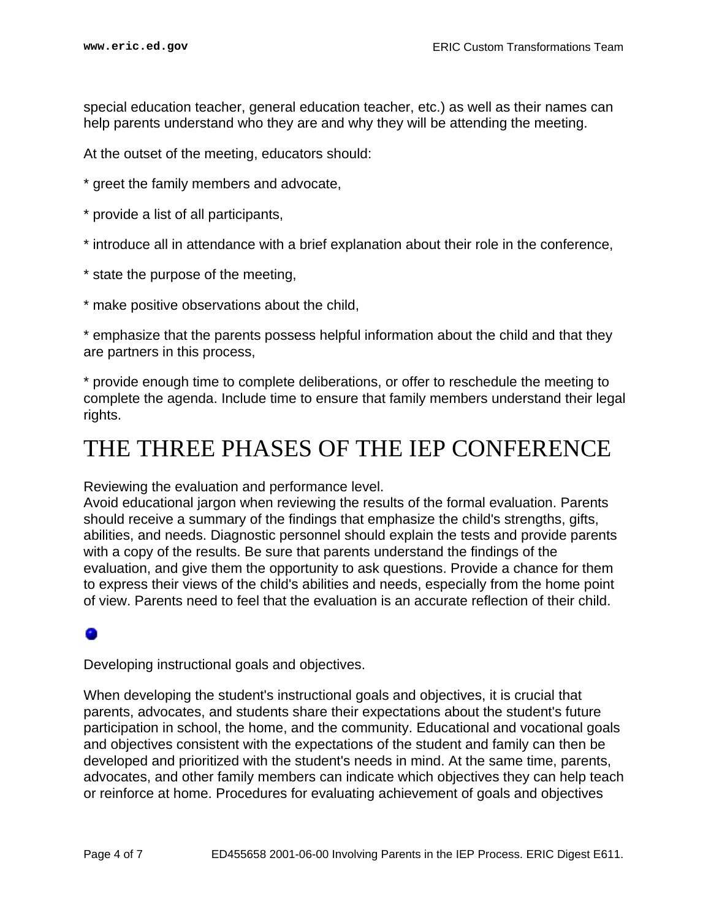special education teacher, general education teacher, etc.) as well as their names can help parents understand who they are and why they will be attending the meeting.

At the outset of the meeting, educators should:

* greet the family members and advocate,

* provide a list of all participants,

* introduce all in attendance with a brief explanation about their role in the conference,

* state the purpose of the meeting,

* make positive observations about the child,

* emphasize that the parents possess helpful information about the child and that they are partners in this process,

* provide enough time to complete deliberations, or offer to reschedule the meeting to complete the agenda. Include time to ensure that family members understand their legal rights.

# THE THREE PHASES OF THE IEP CONFERENCE

Reviewing the evaluation and performance level.
Avoid educational jargon when reviewing the results of the formal evaluation. Parents should receive a summary of the findings that emphasize the child's strengths, gifts, abilities, and needs. Diagnostic personnel should explain the tests and provide parents with a copy of the results. Be sure that parents understand the findings of the evaluation, and give them the opportunity to ask questions. Provide a chance for them to express their views of the child's abilities and needs, especially from the home point of view. Parents need to feel that the evaluation is an accurate reflection of their child.

Developing instructional goals and objectives.

When developing the student's instructional goals and objectives, it is crucial that parents, advocates, and students share their expectations about the student's future participation in school, the home, and the community. Educational and vocational goals and objectives consistent with the expectations of the student and family can then be developed and prioritized with the student's needs in mind. At the same time, parents, advocates, and other family members can indicate which objectives they can help teach or reinforce at home. Procedures for evaluating achievement of goals and objectives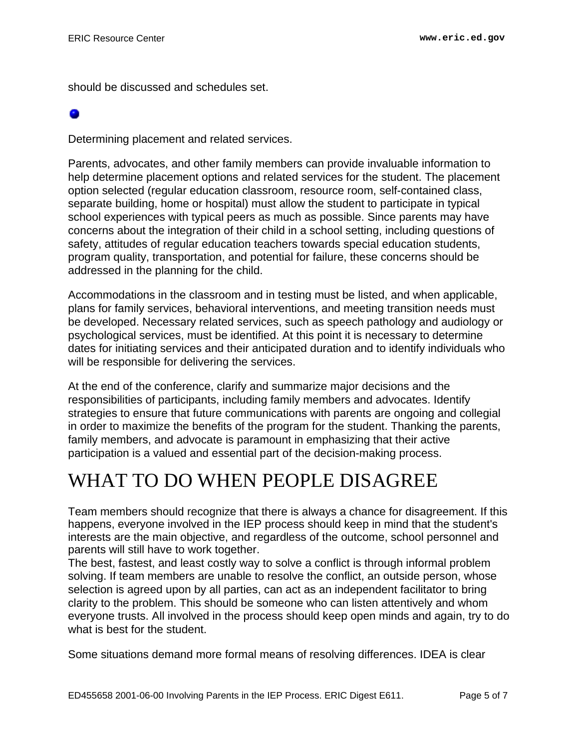should be discussed and schedules set.

- Determining placement and related services.

Parents, advocates, and other family members can provide invaluable information to help determine placement options and related services for the student. The placement option selected (regular education classroom, resource room, self-contained class, separate building, home or hospital) must allow the student to participate in typical school experiences with typical peers as much as possible. Since parents may have concerns about the integration of their child in a school setting, including questions of safety, attitudes of regular education teachers towards special education students, program quality, transportation, and potential for failure, these concerns should be addressed in the planning for the child.

Accommodations in the classroom and in testing must be listed, and when applicable, plans for family services, behavioral interventions, and meeting transition needs must be developed. Necessary related services, such as speech pathology and audiology or psychological services, must be identified. At this point it is necessary to determine dates for initiating services and their anticipated duration and to identify individuals who will be responsible for delivering the services.

At the end of the conference, clarify and summarize major decisions and the responsibilities of participants, including family members and advocates. Identify strategies to ensure that future communications with parents are ongoing and collegial in order to maximize the benefits of the program for the student. Thanking the parents, family members, and advocate is paramount in emphasizing that their active participation is a valued and essential part of the decision-making process.

# WHAT TO DO WHEN PEOPLE DISAGREE

Team members should recognize that there is always a chance for disagreement. If this happens, everyone involved in the IEP process should keep in mind that the student's interests are the main objective, and regardless of the outcome, school personnel and parents will still have to work together.

The best, fastest, and least costly way to solve a conflict is through informal problem solving. If team members are unable to resolve the conflict, an outside person, whose selection is agreed upon by all parties, can act as an independent facilitator to bring clarity to the problem. This should be someone who can listen attentively and whom everyone trusts. All involved in the process should keep open minds and again, try to do what is best for the student.

Some situations demand more formal means of resolving differences. IDEA is clear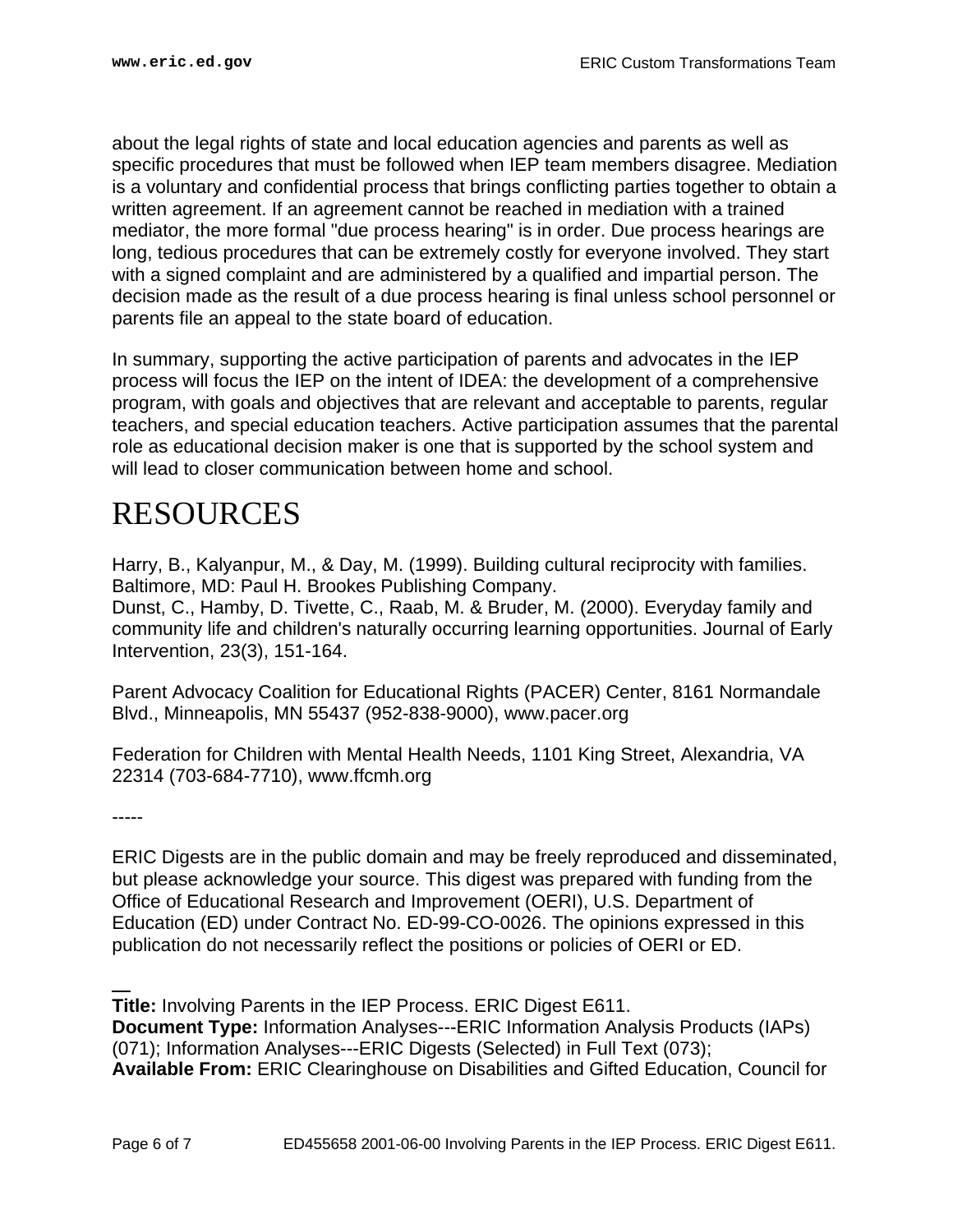about the legal rights of state and local education agencies and parents as well as specific procedures that must be followed when IEP team members disagree. Mediation is a voluntary and confidential process that brings conflicting parties together to obtain a written agreement. If an agreement cannot be reached in mediation with a trained mediator, the more formal "due process hearing" is in order. Due process hearings are long, tedious procedures that can be extremely costly for everyone involved. They start with a signed complaint and are administered by a qualified and impartial person. The decision made as the result of a due process hearing is final unless school personnel or parents file an appeal to the state board of education.

In summary, supporting the active participation of parents and advocates in the IEP process will focus the IEP on the intent of IDEA: the development of a comprehensive program, with goals and objectives that are relevant and acceptable to parents, regular teachers, and special education teachers. Active participation assumes that the parental role as educational decision maker is one that is supported by the school system and will lead to closer communication between home and school.

# RESOURCES

Harry, B., Kalyanpur, M., & Day, M. (1999). Building cultural reciprocity with families. Baltimore, MD: Paul H. Brookes Publishing Company.
Dunst, C., Hamby, D. Tivette, C., Raab, M. & Bruder, M. (2000). Everyday family and community life and children's naturally occurring learning opportunities. Journal of Early Intervention, 23(3), 151-164.

Parent Advocacy Coalition for Educational Rights (PACER) Center, 8161 Normandale Blvd., Minneapolis, MN 55437 (952-838-9000), www.pacer.org

Federation for Children with Mental Health Needs, 1101 King Street, Alexandria, VA 22314 (703-684-7710), www.ffcmh.org

-----

ERIC Digests are in the public domain and may be freely reproduced and disseminated, but please acknowledge your source. This digest was prepared with funding from the Office of Educational Research and Improvement (OERI), U.S. Department of Education (ED) under Contract No. ED-99-CO-0026. The opinions expressed in this publication do not necessarily reflect the positions or policies of OERI or ED.

---

**Title:** Involving Parents in the IEP Process. ERIC Digest E611.
**Document Type:** Information Analyses---ERIC Information Analysis Products (IAPs) (071); Information Analyses---ERIC Digests (Selected) in Full Text (073);
**Available From:** ERIC Clearinghouse on Disabilities and Gifted Education, Council for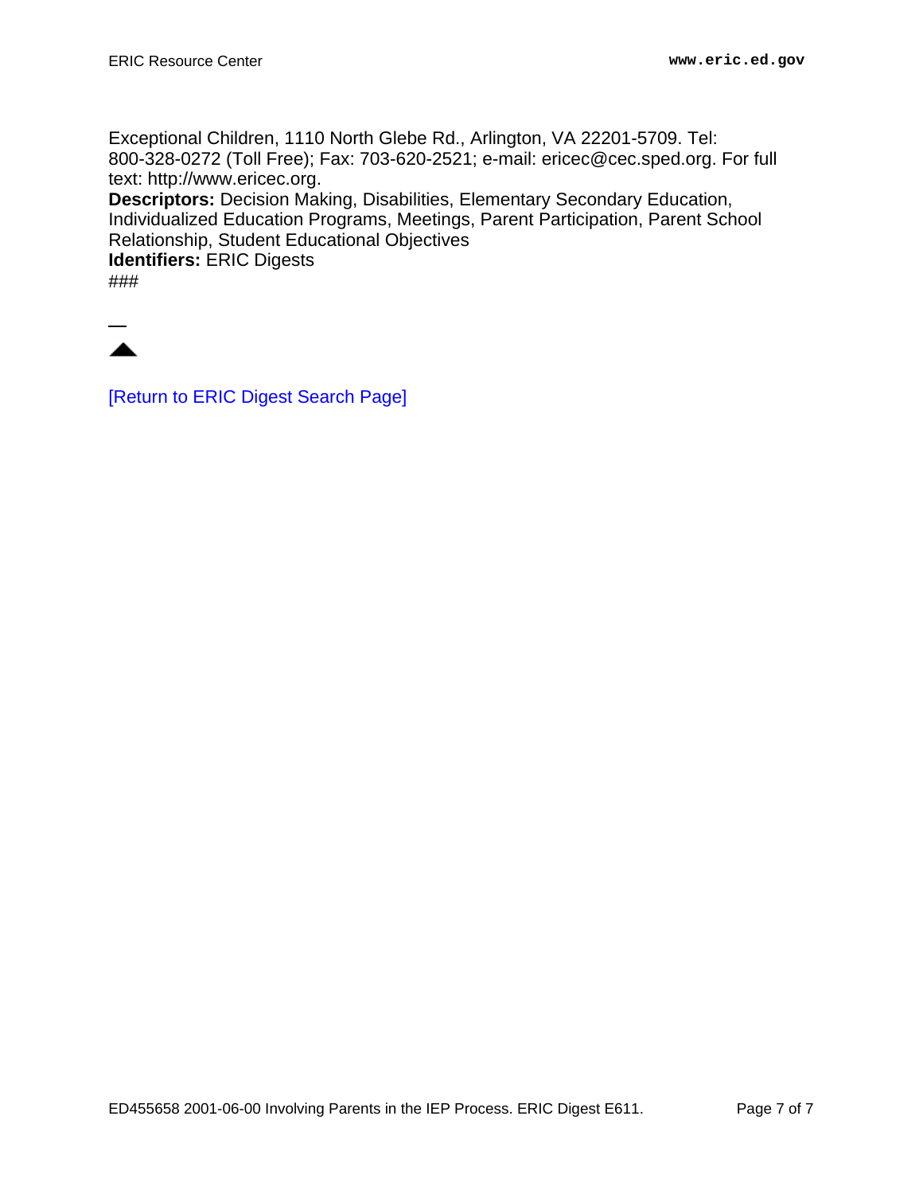Exceptional Children, 1110 North Glebe Rd., Arlington, VA 22201-5709. Tel: 800-328-0272 (Toll Free); Fax: 703-620-2521; e-mail: ericec@cec.sped.org. For full text: http://www.ericec.org.
**Descriptors:** Decision Making, Disabilities, Elementary Secondary Education, Individualized Education Programs, Meetings, Parent Participation, Parent School Relationship, Student Educational Objectives
**Identifiers:** ERIC Digests
###

[Return to ERIC Digest Search Page]